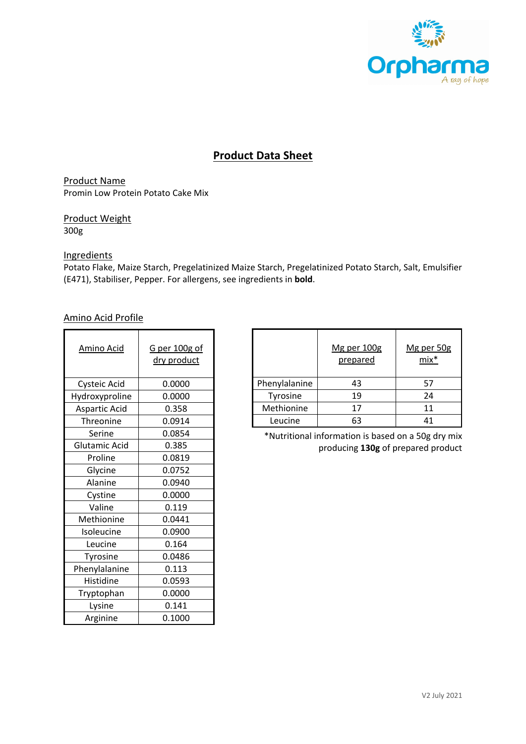# Product Data Sheet

## Product Name

Promin Low Protein Potato Cake Mix

## Product Weight

300g

## Ingredients

Potato Flake, Maize Starch, Pregelatinized Maize Starch, Pregelatinized Potato Starch, Salt, Emulsifier (E471), Stabiliser, Pepper. For allergens, see ingredients in **bold**.

## Amino Acid Profile

| Amino Acid | G per 100g of dry product |
|---|---|
| Cysteic Acid | 0.0000 |
| Hydroxyproline | 0.0000 |
| Aspartic Acid | 0.358 |
| Threonine | 0.0914 |
| Serine | 0.0854 |
| Glutamic Acid | 0.385 |
| Proline | 0.0819 |
| Glycine | 0.0752 |
| Alanine | 0.0940 |
| Cystine | 0.0000 |
| Valine | 0.119 |
| Methionine | 0.0441 |
| Isoleucine | 0.0900 |
| Leucine | 0.164 |
| Tyrosine | 0.0486 |
| Phenylalanine | 0.113 |
| Histidine | 0.0593 |
| Tryptophan | 0.0000 |
| Lysine | 0.141 |
| Arginine | 0.1000 |

| | Mg per 100g prepared | Mg per 50g mix* |
|---|---|---|
| Phenylalanine | 43 | 57 |
| Tyrosine | 19 | 24 |
| Methionine | 17 | 11 |
| Leucine | 63 | 41 |

*Nutritional information is based on a 50g dry mix producing **130g** of prepared product

V2 July 2021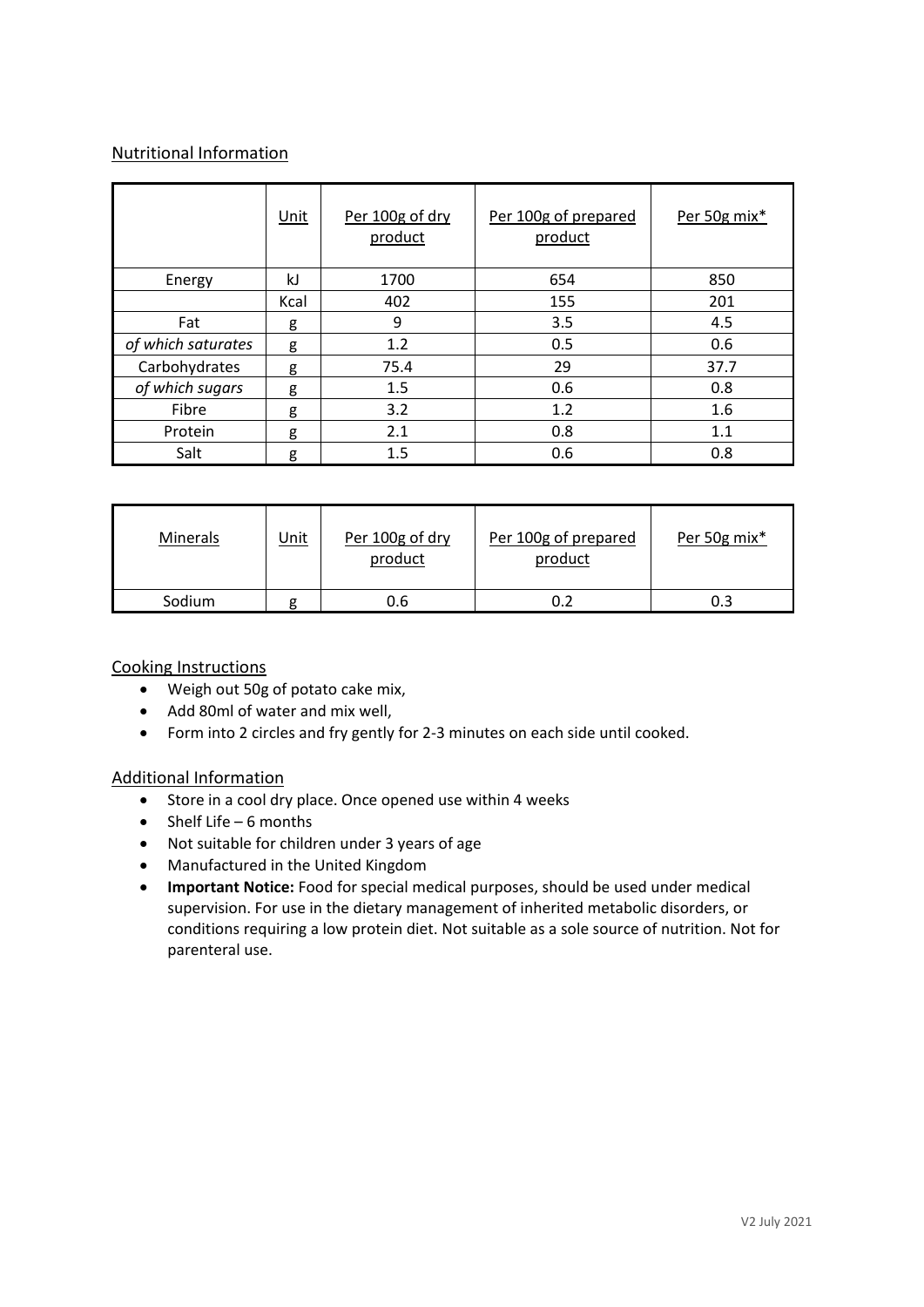## Nutritional Information

| | Unit | Per 100g of dry product | Per 100g of prepared product | Per 50g mix* |
|---|---|---|---|---|
| Energy | kJ | 1700 | 654 | 850 |
| | Kcal | 402 | 155 | 201 |
| Fat | g | 9 | 3.5 | 4.5 |
| *of which saturates* | g | 1.2 | 0.5 | 0.6 |
| Carbohydrates | g | 75.4 | 29 | 37.7 |
| *of which sugars* | g | 1.5 | 0.6 | 0.8 |
| Fibre | g | 3.2 | 1.2 | 1.6 |
| Protein | g | 2.1 | 0.8 | 1.1 |
| Salt | g | 1.5 | 0.6 | 0.8 |

| Minerals | Unit | Per 100g of dry product | Per 100g of prepared product | Per 50g mix* |
|---|---|---|---|---|
| Sodium | g | 0.6 | 0.2 | 0.3 |

## Cooking Instructions

- Weigh out 50g of potato cake mix,
- Add 80ml of water and mix well,
- Form into 2 circles and fry gently for 2-3 minutes on each side until cooked.

## Additional Information

- Store in a cool dry place. Once opened use within 4 weeks
- Shelf Life – 6 months
- Not suitable for children under 3 years of age
- Manufactured in the United Kingdom
- **Important Notice:** Food for special medical purposes, should be used under medical supervision. For use in the dietary management of inherited metabolic disorders, or conditions requiring a low protein diet. Not suitable as a sole source of nutrition. Not for parenteral use.

V2 July 2021